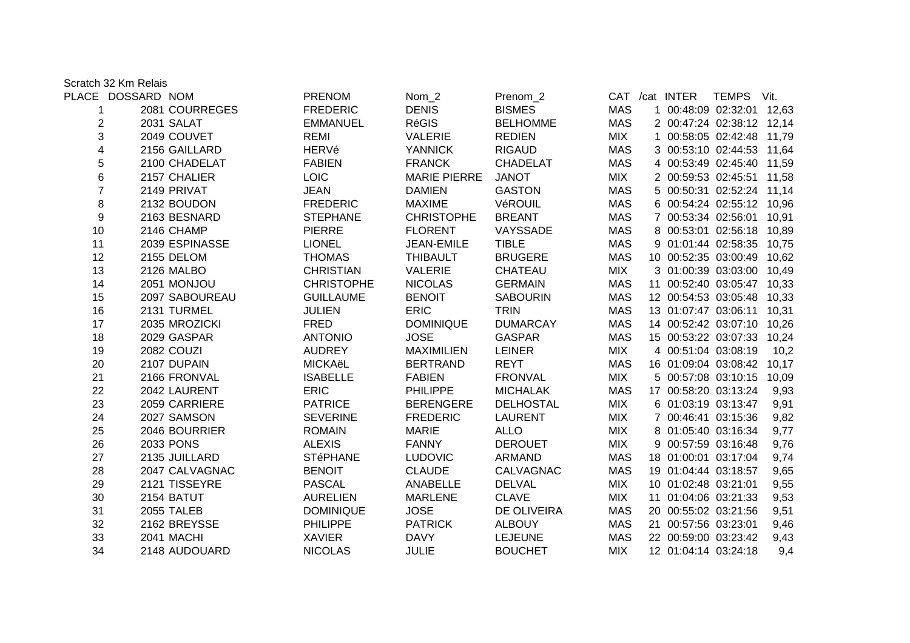Scratch 32 Km Relais

| PLACE | DOSSARD | NOM | PRENOM | Nom_2 | Prenom_2 | CAT | /cat | INTER | TEMPS | Vit. |
|---|---|---|---|---|---|---|---|---|---|---|
| 1 | 2081 | COURREGES | FREDERIC | DENIS | BISMES | MAS | 1 | 00:48:09 | 02:32:01 | 12,63 |
| 2 | 2031 | SALAT | EMMANUEL | RéGIS | BELHOMME | MAS | 2 | 00:47:24 | 02:38:12 | 12,14 |
| 3 | 2049 | COUVET | REMI | VALERIE | REDIEN | MIX | 1 | 00:58:05 | 02:42:48 | 11,79 |
| 4 | 2156 | GAILLARD | HERVé | YANNICK | RIGAUD | MAS | 3 | 00:53:10 | 02:44:53 | 11,64 |
| 5 | 2100 | CHADELAT | FABIEN | FRANCK | CHADELAT | MAS | 4 | 00:53:49 | 02:45:40 | 11,59 |
| 6 | 2157 | CHALIER | LOIC | MARIE PIERRE | JANOT | MIX | 2 | 00:59:53 | 02:45:51 | 11,58 |
| 7 | 2149 | PRIVAT | JEAN | DAMIEN | GASTON | MAS | 5 | 00:50:31 | 02:52:24 | 11,14 |
| 8 | 2132 | BOUDON | FREDERIC | MAXIME | VéROUIL | MAS | 6 | 00:54:24 | 02:55:12 | 10,96 |
| 9 | 2163 | BESNARD | STEPHANE | CHRISTOPHE | BREANT | MAS | 7 | 00:53:34 | 02:56:01 | 10,91 |
| 10 | 2146 | CHAMP | PIERRE | FLORENT | VAYSSADE | MAS | 8 | 00:53:01 | 02:56:18 | 10,89 |
| 11 | 2039 | ESPINASSE | LIONEL | JEAN-EMILE | TIBLE | MAS | 9 | 01:01:44 | 02:58:35 | 10,75 |
| 12 | 2155 | DELOM | THOMAS | THIBAULT | BRUGERE | MAS | 10 | 00:52:35 | 03:00:49 | 10,62 |
| 13 | 2126 | MALBO | CHRISTIAN | VALERIE | CHATEAU | MIX | 3 | 01:00:39 | 03:03:00 | 10,49 |
| 14 | 2051 | MONJOU | CHRISTOPHE | NICOLAS | GERMAIN | MAS | 11 | 00:52:40 | 03:05:47 | 10,33 |
| 15 | 2097 | SABOUREAU | GUILLAUME | BENOIT | SABOURIN | MAS | 12 | 00:54:53 | 03:05:48 | 10,33 |
| 16 | 2131 | TURMEL | JULIEN | ERIC | TRIN | MAS | 13 | 01:07:47 | 03:06:11 | 10,31 |
| 17 | 2035 | MROZICKI | FRED | DOMINIQUE | DUMARCAY | MAS | 14 | 00:52:42 | 03:07:10 | 10,26 |
| 18 | 2029 | GASPAR | ANTONIO | JOSE | GASPAR | MAS | 15 | 00:53:22 | 03:07:33 | 10,24 |
| 19 | 2082 | COUZI | AUDREY | MAXIMILIEN | LEINER | MIX | 4 | 00:51:04 | 03:08:19 | 10,2 |
| 20 | 2107 | DUPAIN | MICKAëL | BERTRAND | REYT | MAS | 16 | 01:09:04 | 03:08:42 | 10,17 |
| 21 | 2166 | FRONVAL | ISABELLE | FABIEN | FRONVAL | MIX | 5 | 00:57:08 | 03:10:15 | 10,09 |
| 22 | 2042 | LAURENT | ERIC | PHILIPPE | MICHALAK | MAS | 17 | 00:58:20 | 03:13:24 | 9,93 |
| 23 | 2059 | CARRIERE | PATRICE | BERENGERE | DELHOSTAL | MIX | 6 | 01:03:19 | 03:13:47 | 9,91 |
| 24 | 2027 | SAMSON | SEVERINE | FREDERIC | LAURENT | MIX | 7 | 00:46:41 | 03:15:36 | 9,82 |
| 25 | 2046 | BOURRIER | ROMAIN | MARIE | ALLO | MIX | 8 | 01:05:40 | 03:16:34 | 9,77 |
| 26 | 2033 | PONS | ALEXIS | FANNY | DEROUET | MIX | 9 | 00:57:59 | 03:16:48 | 9,76 |
| 27 | 2135 | JUILLARD | STéPHANE | LUDOVIC | ARMAND | MAS | 18 | 01:00:01 | 03:17:04 | 9,74 |
| 28 | 2047 | CALVAGNAC | BENOIT | CLAUDE | CALVAGNAC | MAS | 19 | 01:04:44 | 03:18:57 | 9,65 |
| 29 | 2121 | TISSEYRE | PASCAL | ANABELLE | DELVAL | MIX | 10 | 01:02:48 | 03:21:01 | 9,55 |
| 30 | 2154 | BATUT | AURELIEN | MARLENE | CLAVE | MIX | 11 | 01:04:06 | 03:21:33 | 9,53 |
| 31 | 2055 | TALEB | DOMINIQUE | JOSE | DE OLIVEIRA | MAS | 20 | 00:55:02 | 03:21:56 | 9,51 |
| 32 | 2162 | BREYSSE | PHILIPPE | PATRICK | ALBOUY | MAS | 21 | 00:57:56 | 03:23:01 | 9,46 |
| 33 | 2041 | MACHI | XAVIER | DAVY | LEJEUNE | MAS | 22 | 00:59:00 | 03:23:42 | 9,43 |
| 34 | 2148 | AUDOUARD | NICOLAS | JULIE | BOUCHET | MIX | 12 | 01:04:14 | 03:24:18 | 9,4 |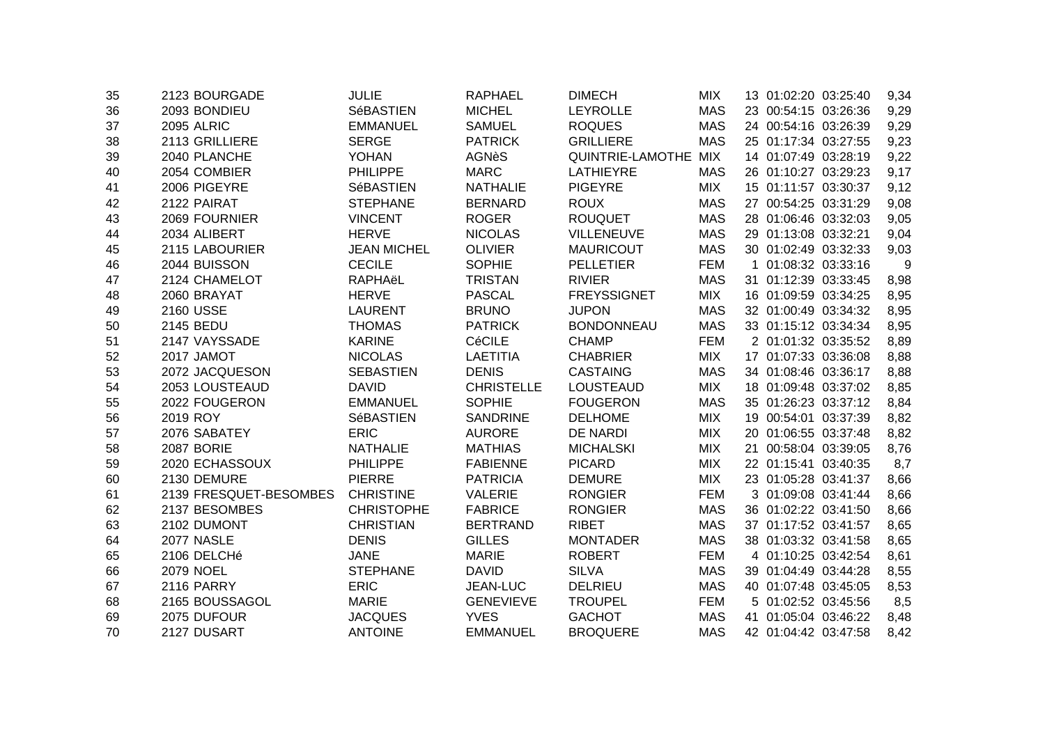| | | | | | | | | | | |
|---|---|---|---|---|---|---|---|---|---|---|
| 35 | 2123 | BOURGADE | JULIE | RAPHAEL | DIMECH | MIX | 13 | 01:02:20 | 03:25:40 | 9,34 |
| 36 | 2093 | BONDIEU | SéBASTIEN | MICHEL | LEYROLLE | MAS | 23 | 00:54:15 | 03:26:36 | 9,29 |
| 37 | 2095 | ALRIC | EMMANUEL | SAMUEL | ROQUES | MAS | 24 | 00:54:16 | 03:26:39 | 9,29 |
| 38 | 2113 | GRILLIERE | SERGE | PATRICK | GRILLIERE | MAS | 25 | 01:17:34 | 03:27:55 | 9,23 |
| 39 | 2040 | PLANCHE | YOHAN | AGNèS | QUINTRIE-LAMOTHE | MIX | 14 | 01:07:49 | 03:28:19 | 9,22 |
| 40 | 2054 | COMBIER | PHILIPPE | MARC | LATHIEYRE | MAS | 26 | 01:10:27 | 03:29:23 | 9,17 |
| 41 | 2006 | PIGEYRE | SéBASTIEN | NATHALIE | PIGEYRE | MIX | 15 | 01:11:57 | 03:30:37 | 9,12 |
| 42 | 2122 | PAIRAT | STEPHANE | BERNARD | ROUX | MAS | 27 | 00:54:25 | 03:31:29 | 9,08 |
| 43 | 2069 | FOURNIER | VINCENT | ROGER | ROUQUET | MAS | 28 | 01:06:46 | 03:32:03 | 9,05 |
| 44 | 2034 | ALIBERT | HERVE | NICOLAS | VILLENEUVE | MAS | 29 | 01:13:08 | 03:32:21 | 9,04 |
| 45 | 2115 | LABOURIER | JEAN MICHEL | OLIVIER | MAURICOUT | MAS | 30 | 01:02:49 | 03:32:33 | 9,03 |
| 46 | 2044 | BUISSON | CECILE | SOPHIE | PELLETIER | FEM | 1 | 01:08:32 | 03:33:16 | 9 |
| 47 | 2124 | CHAMELOT | RAPHAëL | TRISTAN | RIVIER | MAS | 31 | 01:12:39 | 03:33:45 | 8,98 |
| 48 | 2060 | BRAYAT | HERVE | PASCAL | FREYSSIGNET | MIX | 16 | 01:09:59 | 03:34:25 | 8,95 |
| 49 | 2160 | USSE | LAURENT | BRUNO | JUPON | MAS | 32 | 01:00:49 | 03:34:32 | 8,95 |
| 50 | 2145 | BEDU | THOMAS | PATRICK | BONDONNEAU | MAS | 33 | 01:15:12 | 03:34:34 | 8,95 |
| 51 | 2147 | VAYSSADE | KARINE | CéCILE | CHAMP | FEM | 2 | 01:01:32 | 03:35:52 | 8,89 |
| 52 | 2017 | JAMOT | NICOLAS | LAETITIA | CHABRIER | MIX | 17 | 01:07:33 | 03:36:08 | 8,88 |
| 53 | 2072 | JACQUESON | SEBASTIEN | DENIS | CASTAING | MAS | 34 | 01:08:46 | 03:36:17 | 8,88 |
| 54 | 2053 | LOUSTEAUD | DAVID | CHRISTELLE | LOUSTEAUD | MIX | 18 | 01:09:48 | 03:37:02 | 8,85 |
| 55 | 2022 | FOUGERON | EMMANUEL | SOPHIE | FOUGERON | MAS | 35 | 01:26:23 | 03:37:12 | 8,84 |
| 56 | 2019 | ROY | SéBASTIEN | SANDRINE | DELHOME | MIX | 19 | 00:54:01 | 03:37:39 | 8,82 |
| 57 | 2076 | SABATEY | ERIC | AURORE | DE NARDI | MIX | 20 | 01:06:55 | 03:37:48 | 8,82 |
| 58 | 2087 | BORIE | NATHALIE | MATHIAS | MICHALSKI | MIX | 21 | 00:58:04 | 03:39:05 | 8,76 |
| 59 | 2020 | ECHASSOUX | PHILIPPE | FABIENNE | PICARD | MIX | 22 | 01:15:41 | 03:40:35 | 8,7 |
| 60 | 2130 | DEMURE | PIERRE | PATRICIA | DEMURE | MIX | 23 | 01:05:28 | 03:41:37 | 8,66 |
| 61 | 2139 | FRESQUET-BESOMBES | CHRISTINE | VALERIE | RONGIER | FEM | 3 | 01:09:08 | 03:41:44 | 8,66 |
| 62 | 2137 | BESOMBES | CHRISTOPHE | FABRICE | RONGIER | MAS | 36 | 01:02:22 | 03:41:50 | 8,66 |
| 63 | 2102 | DUMONT | CHRISTIAN | BERTRAND | RIBET | MAS | 37 | 01:17:52 | 03:41:57 | 8,65 |
| 64 | 2077 | NASLE | DENIS | GILLES | MONTADER | MAS | 38 | 01:03:32 | 03:41:58 | 8,65 |
| 65 | 2106 | DELCHé | JANE | MARIE | ROBERT | FEM | 4 | 01:10:25 | 03:42:54 | 8,61 |
| 66 | 2079 | NOEL | STEPHANE | DAVID | SILVA | MAS | 39 | 01:04:49 | 03:44:28 | 8,55 |
| 67 | 2116 | PARRY | ERIC | JEAN-LUC | DELRIEU | MAS | 40 | 01:07:48 | 03:45:05 | 8,53 |
| 68 | 2165 | BOUSSAGOL | MARIE | GENEVIEVE | TROUPEL | FEM | 5 | 01:02:52 | 03:45:56 | 8,5 |
| 69 | 2075 | DUFOUR | JACQUES | YVES | GACHOT | MAS | 41 | 01:05:04 | 03:46:22 | 8,48 |
| 70 | 2127 | DUSART | ANTOINE | EMMANUEL | BROQUERE | MAS | 42 | 01:04:42 | 03:47:58 | 8,42 |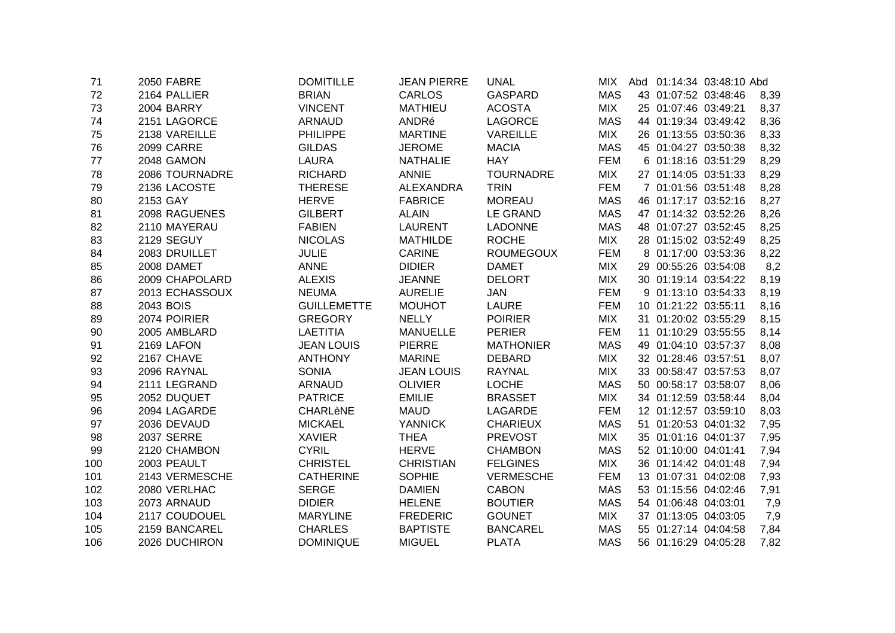| | | | | | | | | | | |
|---|---|---|---|---|---|---|---|---|---|---|
| 71 | 2050 | FABRE | DOMITILLE | JEAN PIERRE | UNAL | MIX | Abd | 01:14:34 | 03:48:10 | Abd |
| 72 | 2164 | PALLIER | BRIAN | CARLOS | GASPARD | MAS | 43 | 01:07:52 | 03:48:46 | 8,39 |
| 73 | 2004 | BARRY | VINCENT | MATHIEU | ACOSTA | MIX | 25 | 01:07:46 | 03:49:21 | 8,37 |
| 74 | 2151 | LAGORCE | ARNAUD | ANDRé | LAGORCE | MAS | 44 | 01:19:34 | 03:49:42 | 8,36 |
| 75 | 2138 | VAREILLE | PHILIPPE | MARTINE | VAREILLE | MIX | 26 | 01:13:55 | 03:50:36 | 8,33 |
| 76 | 2099 | CARRE | GILDAS | JEROME | MACIA | MAS | 45 | 01:04:27 | 03:50:38 | 8,32 |
| 77 | 2048 | GAMON | LAURA | NATHALIE | HAY | FEM | 6 | 01:18:16 | 03:51:29 | 8,29 |
| 78 | 2086 | TOURNADRE | RICHARD | ANNIE | TOURNADRE | MIX | 27 | 01:14:05 | 03:51:33 | 8,29 |
| 79 | 2136 | LACOSTE | THERESE | ALEXANDRA | TRIN | FEM | 7 | 01:01:56 | 03:51:48 | 8,28 |
| 80 | 2153 | GAY | HERVE | FABRICE | MOREAU | MAS | 46 | 01:17:17 | 03:52:16 | 8,27 |
| 81 | 2098 | RAGUENES | GILBERT | ALAIN | LE GRAND | MAS | 47 | 01:14:32 | 03:52:26 | 8,26 |
| 82 | 2110 | MAYERAU | FABIEN | LAURENT | LADONNE | MAS | 48 | 01:07:27 | 03:52:45 | 8,25 |
| 83 | 2129 | SEGUY | NICOLAS | MATHILDE | ROCHE | MIX | 28 | 01:15:02 | 03:52:49 | 8,25 |
| 84 | 2083 | DRUILLET | JULIE | CARINE | ROUMEGOUX | FEM | 8 | 01:17:00 | 03:53:36 | 8,22 |
| 85 | 2008 | DAMET | ANNE | DIDIER | DAMET | MIX | 29 | 00:55:26 | 03:54:08 | 8,2 |
| 86 | 2009 | CHAPOLARD | ALEXIS | JEANNE | DELORT | MIX | 30 | 01:19:14 | 03:54:22 | 8,19 |
| 87 | 2013 | ECHASSOUX | NEUMA | AURELIE | JAN | FEM | 9 | 01:13:10 | 03:54:33 | 8,19 |
| 88 | 2043 | BOIS | GUILLEMETTE | MOUHOT | LAURE | FEM | 10 | 01:21:22 | 03:55:11 | 8,16 |
| 89 | 2074 | POIRIER | GREGORY | NELLY | POIRIER | MIX | 31 | 01:20:02 | 03:55:29 | 8,15 |
| 90 | 2005 | AMBLARD | LAETITIA | MANUELLE | PERIER | FEM | 11 | 01:10:29 | 03:55:55 | 8,14 |
| 91 | 2169 | LAFON | JEAN LOUIS | PIERRE | MATHONIER | MAS | 49 | 01:04:10 | 03:57:37 | 8,08 |
| 92 | 2167 | CHAVE | ANTHONY | MARINE | DEBARD | MIX | 32 | 01:28:46 | 03:57:51 | 8,07 |
| 93 | 2096 | RAYNAL | SONIA | JEAN LOUIS | RAYNAL | MIX | 33 | 00:58:47 | 03:57:53 | 8,07 |
| 94 | 2111 | LEGRAND | ARNAUD | OLIVIER | LOCHE | MAS | 50 | 00:58:17 | 03:58:07 | 8,06 |
| 95 | 2052 | DUQUET | PATRICE | EMILIE | BRASSET | MIX | 34 | 01:12:59 | 03:58:44 | 8,04 |
| 96 | 2094 | LAGARDE | CHARLèNE | MAUD | LAGARDE | FEM | 12 | 01:12:57 | 03:59:10 | 8,03 |
| 97 | 2036 | DEVAUD | MICKAEL | YANNICK | CHARIEUX | MAS | 51 | 01:20:53 | 04:01:32 | 7,95 |
| 98 | 2037 | SERRE | XAVIER | THEA | PREVOST | MIX | 35 | 01:01:16 | 04:01:37 | 7,95 |
| 99 | 2120 | CHAMBON | CYRIL | HERVE | CHAMBON | MAS | 52 | 01:10:00 | 04:01:41 | 7,94 |
| 100 | 2003 | PEAULT | CHRISTEL | CHRISTIAN | FELGINES | MIX | 36 | 01:14:42 | 04:01:48 | 7,94 |
| 101 | 2143 | VERMESCHE | CATHERINE | SOPHIE | VERMESCHE | FEM | 13 | 01:07:31 | 04:02:08 | 7,93 |
| 102 | 2080 | VERLHAC | SERGE | DAMIEN | CABON | MAS | 53 | 01:15:56 | 04:02:46 | 7,91 |
| 103 | 2073 | ARNAUD | DIDIER | HELENE | BOUTIER | MAS | 54 | 01:06:48 | 04:03:01 | 7,9 |
| 104 | 2117 | COUDOUEL | MARYLINE | FREDERIC | GOUNET | MIX | 37 | 01:13:05 | 04:03:05 | 7,9 |
| 105 | 2159 | BANCAREL | CHARLES | BAPTISTE | BANCAREL | MAS | 55 | 01:27:14 | 04:04:58 | 7,84 |
| 106 | 2026 | DUCHIRON | DOMINIQUE | MIGUEL | PLATA | MAS | 56 | 01:16:29 | 04:05:28 | 7,82 |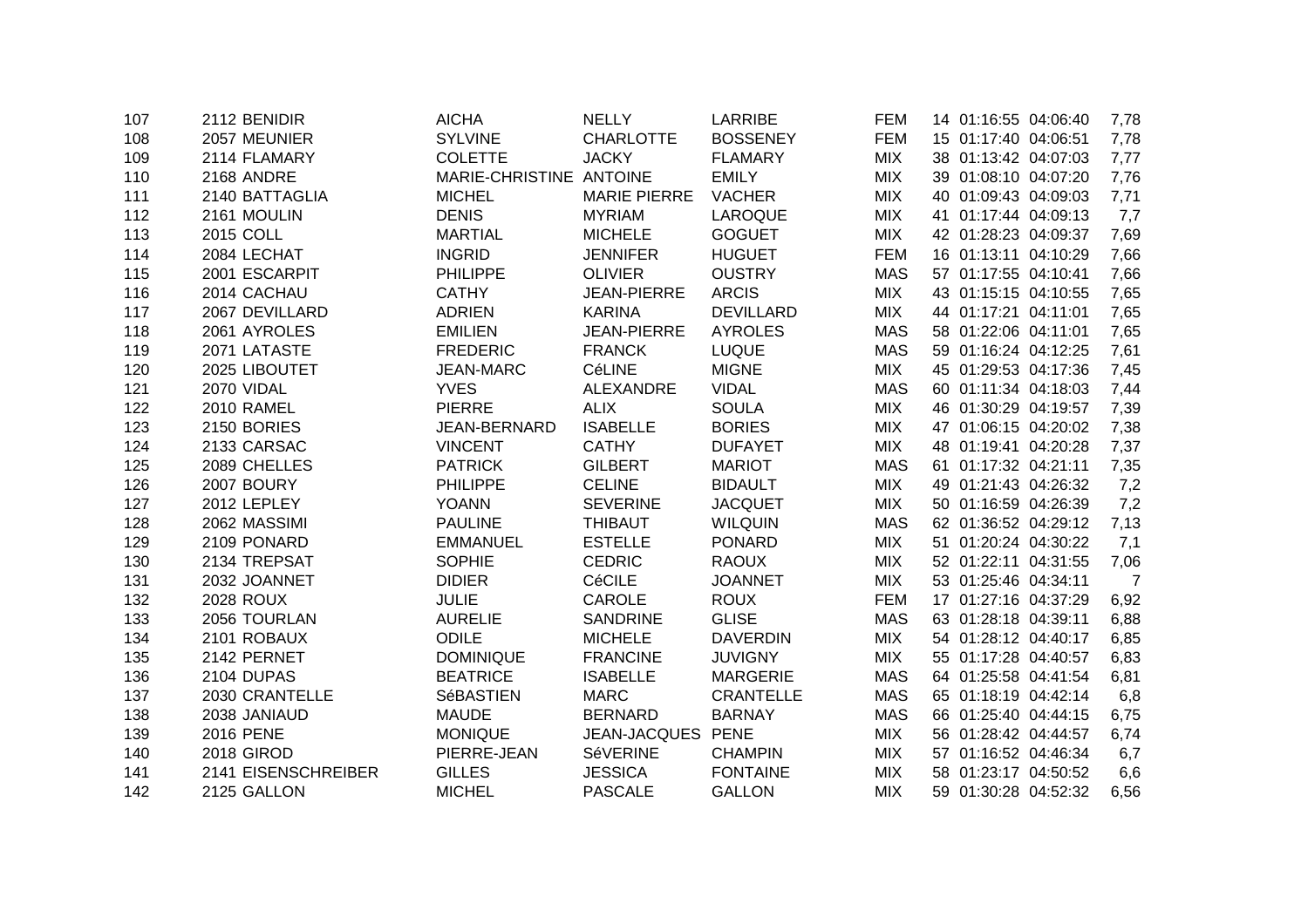| | | | | | | | | | |
|---|---|---|---|---|---|---|---|---|---|
| 107 | 2112 BENIDIR | AICHA | NELLY | LARRIBE | FEM | 14 | 01:16:55 | 04:06:40 | 7,78 |
| 108 | 2057 MEUNIER | SYLVINE | CHARLOTTE | BOSSENEY | FEM | 15 | 01:17:40 | 04:06:51 | 7,78 |
| 109 | 2114 FLAMARY | COLETTE | JACKY | FLAMARY | MIX | 38 | 01:13:42 | 04:07:03 | 7,77 |
| 110 | 2168 ANDRE | MARIE-CHRISTINE | ANTOINE | EMILY | MIX | 39 | 01:08:10 | 04:07:20 | 7,76 |
| 111 | 2140 BATTAGLIA | MICHEL | MARIE PIERRE | VACHER | MIX | 40 | 01:09:43 | 04:09:03 | 7,71 |
| 112 | 2161 MOULIN | DENIS | MYRIAM | LAROQUE | MIX | 41 | 01:17:44 | 04:09:13 | 7,7 |
| 113 | 2015 COLL | MARTIAL | MICHELE | GOGUET | MIX | 42 | 01:28:23 | 04:09:37 | 7,69 |
| 114 | 2084 LECHAT | INGRID | JENNIFER | HUGUET | FEM | 16 | 01:13:11 | 04:10:29 | 7,66 |
| 115 | 2001 ESCARPIT | PHILIPPE | OLIVIER | OUSTRY | MAS | 57 | 01:17:55 | 04:10:41 | 7,66 |
| 116 | 2014 CACHAU | CATHY | JEAN-PIERRE | ARCIS | MIX | 43 | 01:15:15 | 04:10:55 | 7,65 |
| 117 | 2067 DEVILLARD | ADRIEN | KARINA | DEVILLARD | MIX | 44 | 01:17:21 | 04:11:01 | 7,65 |
| 118 | 2061 AYROLES | EMILIEN | JEAN-PIERRE | AYROLES | MAS | 58 | 01:22:06 | 04:11:01 | 7,65 |
| 119 | 2071 LATASTE | FREDERIC | FRANCK | LUQUE | MAS | 59 | 01:16:24 | 04:12:25 | 7,61 |
| 120 | 2025 LIBOUTET | JEAN-MARC | CéLINE | MIGNE | MIX | 45 | 01:29:53 | 04:17:36 | 7,45 |
| 121 | 2070 VIDAL | YVES | ALEXANDRE | VIDAL | MAS | 60 | 01:11:34 | 04:18:03 | 7,44 |
| 122 | 2010 RAMEL | PIERRE | ALIX | SOULA | MIX | 46 | 01:30:29 | 04:19:57 | 7,39 |
| 123 | 2150 BORIES | JEAN-BERNARD | ISABELLE | BORIES | MIX | 47 | 01:06:15 | 04:20:02 | 7,38 |
| 124 | 2133 CARSAC | VINCENT | CATHY | DUFAYET | MIX | 48 | 01:19:41 | 04:20:28 | 7,37 |
| 125 | 2089 CHELLES | PATRICK | GILBERT | MARIOT | MAS | 61 | 01:17:32 | 04:21:11 | 7,35 |
| 126 | 2007 BOURY | PHILIPPE | CELINE | BIDAULT | MIX | 49 | 01:21:43 | 04:26:32 | 7,2 |
| 127 | 2012 LEPLEY | YOANN | SEVERINE | JACQUET | MIX | 50 | 01:16:59 | 04:26:39 | 7,2 |
| 128 | 2062 MASSIMI | PAULINE | THIBAUT | WILQUIN | MAS | 62 | 01:36:52 | 04:29:12 | 7,13 |
| 129 | 2109 PONARD | EMMANUEL | ESTELLE | PONARD | MIX | 51 | 01:20:24 | 04:30:22 | 7,1 |
| 130 | 2134 TREPSAT | SOPHIE | CEDRIC | RAOUX | MIX | 52 | 01:22:11 | 04:31:55 | 7,06 |
| 131 | 2032 JOANNET | DIDIER | CéCILE | JOANNET | MIX | 53 | 01:25:46 | 04:34:11 | 7 |
| 132 | 2028 ROUX | JULIE | CAROLE | ROUX | FEM | 17 | 01:27:16 | 04:37:29 | 6,92 |
| 133 | 2056 TOURLAN | AURELIE | SANDRINE | GLISE | MAS | 63 | 01:28:18 | 04:39:11 | 6,88 |
| 134 | 2101 ROBAUX | ODILE | MICHELE | DAVERDIN | MIX | 54 | 01:28:12 | 04:40:17 | 6,85 |
| 135 | 2142 PERNET | DOMINIQUE | FRANCINE | JUVIGNY | MIX | 55 | 01:17:28 | 04:40:57 | 6,83 |
| 136 | 2104 DUPAS | BEATRICE | ISABELLE | MARGERIE | MAS | 64 | 01:25:58 | 04:41:54 | 6,81 |
| 137 | 2030 CRANTELLE | SéBASTIEN | MARC | CRANTELLE | MAS | 65 | 01:18:19 | 04:42:14 | 6,8 |
| 138 | 2038 JANIAUD | MAUDE | BERNARD | BARNAY | MAS | 66 | 01:25:40 | 04:44:15 | 6,75 |
| 139 | 2016 PENE | MONIQUE | JEAN-JACQUES | PENE | MIX | 56 | 01:28:42 | 04:44:57 | 6,74 |
| 140 | 2018 GIROD | PIERRE-JEAN | SéVERINE | CHAMPIN | MIX | 57 | 01:16:52 | 04:46:34 | 6,7 |
| 141 | 2141 EISENSCHREIBER | GILLES | JESSICA | FONTAINE | MIX | 58 | 01:23:17 | 04:50:52 | 6,6 |
| 142 | 2125 GALLON | MICHEL | PASCALE | GALLON | MIX | 59 | 01:30:28 | 04:52:32 | 6,56 |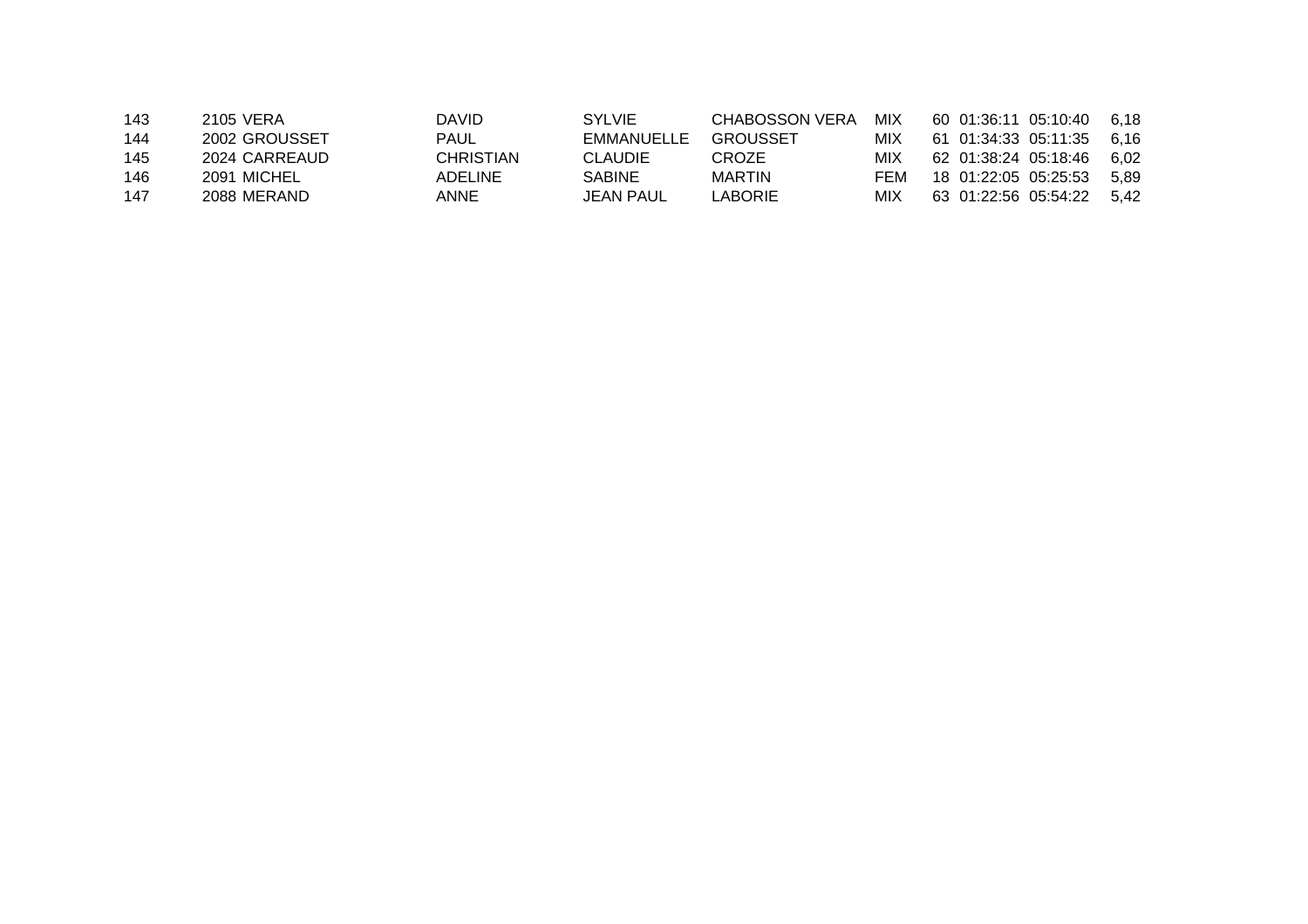| | | | | | | | | | | |
|---|---|---|---|---|---|---|---|---|---|---|
| 143 | 2105 | VERA | DAVID | SYLVIE | CHABOSSON VERA | MIX | 60 | 01:36:11 | 05:10:40 | 6,18 |
| 144 | 2002 | GROUSSET | PAUL | EMMANUELLE | GROUSSET | MIX | 61 | 01:34:33 | 05:11:35 | 6,16 |
| 145 | 2024 | CARREAUD | CHRISTIAN | CLAUDIE | CROZE | MIX | 62 | 01:38:24 | 05:18:46 | 6,02 |
| 146 | 2091 | MICHEL | ADELINE | SABINE | MARTIN | FEM | 18 | 01:22:05 | 05:25:53 | 5,89 |
| 147 | 2088 | MERAND | ANNE | JEAN PAUL | LABORIE | MIX | 63 | 01:22:56 | 05:54:22 | 5,42 |